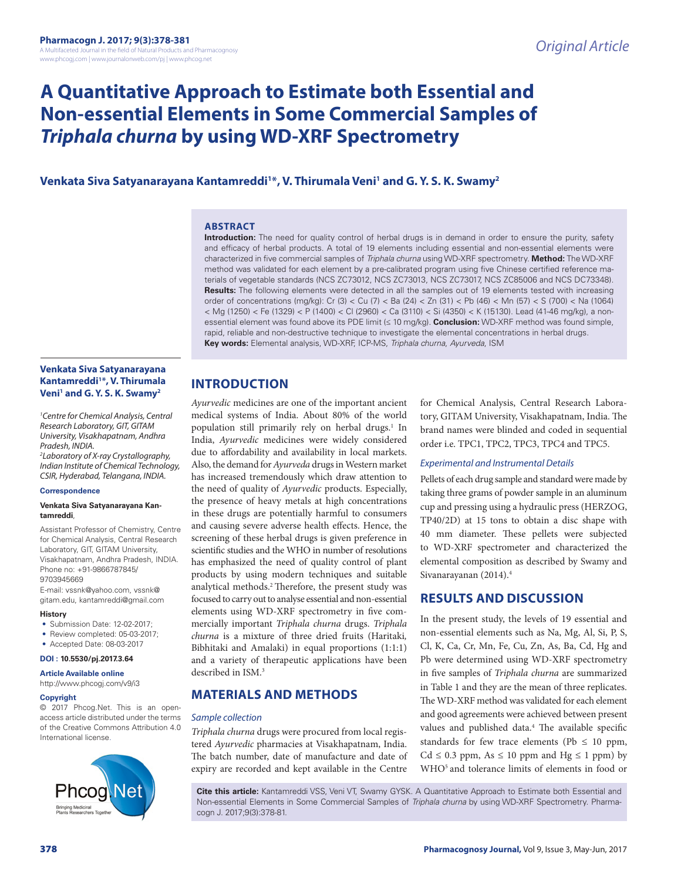*Original Article*

# A Quantitative Approach to Estimate both Essential and Non-essential Elements in Some Commercial Samples of *Triphala churna* by using WD-XRF Spectrometry

**Venkata Siva Satyanarayana Kantamreddi[1]*, V. Thirumala Veni[1] and G. Y. S. K. Swamy[2]**

## ABSTRACT

**Introduction:** The need for quality control of herbal drugs is in demand in order to ensure the purity, safety and efficacy of herbal products. A total of 19 elements including essential and non-essential elements were characterized in five commercial samples of *Triphala churna* using WD-XRF spectrometry. **Method:** The WD-XRF method was validated for each element by a pre-calibrated program using five Chinese certified reference materials of vegetable standards (NCS ZC73012, NCS ZC73013, NCS ZC73017, NCS ZC85006 and NCS DC73348). **Results:** The following elements were detected in all the samples out of 19 elements tested with increasing order of concentrations (mg/kg): Cr (3) < Cu (7) < Ba (24) < Zn (31) < Pb (46) < Mn (57) < S (700) < Na (1064) < Mg (1250) < Fe (1329) < P (1400) < Cl (2960) < Ca (3110) < Si (4350) < K (15130). Lead (41-46 mg/kg), a non-essential element was found above its PDE limit (≤ 10 mg/kg). **Conclusion:** WD-XRF method was found simple, rapid, reliable and non-destructive technique to investigate the elemental concentrations in herbal drugs.
**Key words:** Elemental analysis, WD-XRF, ICP-MS, *Triphala churna*, *Ayurveda*, ISM

**Venkata Siva Satyanarayana Kantamreddi[1]*, V. Thirumala Veni[1] and G. Y. S. K. Swamy[2]**

*[1]Centre for Chemical Analysis, Central Research Laboratory, GIT, GITAM University, Visakhapatnam, Andhra Pradesh, INDIA.*
*[2]Laboratory of X-ray Crystallography, Indian Institute of Chemical Technology, CSIR, Hyderabad, Telangana, INDIA.*

**Correspondence**

**Venkata Siva Satyanarayana Kantamreddi**,

Assistant Professor of Chemistry, Centre for Chemical Analysis, Central Research Laboratory, GIT, GITAM University, Visakhapatnam, Andhra Pradesh, INDIA. Phone no: +91-9866787845/ 9703945669
E-mail: vssnk@yahoo.com, vssnk@gitam.edu, kantamreddi@gmail.com

**History**

- Submission Date: 12-02-2017;
- Review completed: 05-03-2017;
- Accepted Date: 08-03-2017

**DOI : 10.5530/pj.2017.3.64**

**Article Available online**
http://www.phcogj.com/v9/i3

**Copyright**
© 2017 Phcog.Net. This is an open-access article distributed under the terms of the Creative Commons Attribution 4.0 International license.

## INTRODUCTION

*Ayurvedic* medicines are one of the important ancient medical systems of India. About 80% of the world population still primarily rely on herbal drugs.[1] In India, *Ayurvedic* medicines were widely considered due to affordability and availability in local markets. Also, the demand for *Ayurveda* drugs in Western market has increased tremendously which draw attention to the need of quality of *Ayurvedic* products. Especially, the presence of heavy metals at high concentrations in these drugs are potentially harmful to consumers and causing severe adverse health effects. Hence, the screening of these herbal drugs is given preference in scientific studies and the WHO in number of resolutions has emphasized the need of quality control of plant products by using modern techniques and suitable analytical methods.[2] Therefore, the present study was focused to carry out to analyse essential and non-essential elements using WD-XRF spectrometry in five commercially important *Triphala churna* drugs. *Triphala churna* is a mixture of three dried fruits (Haritaki, Bibhitaki and Amalaki) in equal proportions (1:1:1) and a variety of therapeutic applications have been described in ISM.[3]

## MATERIALS AND METHODS

### *Sample collection*

*Triphala churna* drugs were procured from local registered *Ayurvedic* pharmacies at Visakhapatnam, India. The batch number, date of manufacture and date of expiry are recorded and kept available in the Centre for Chemical Analysis, Central Research Laboratory, GITAM University, Visakhapatnam, India. The brand names were blinded and coded in sequential order i.e. TPC1, TPC2, TPC3, TPC4 and TPC5.

### *Experimental and Instrumental Details*

Pellets of each drug sample and standard were made by taking three grams of powder sample in an aluminum cup and pressing using a hydraulic press (HERZOG, TP40/2D) at 15 tons to obtain a disc shape with 40 mm diameter. These pellets were subjected to WD-XRF spectrometer and characterized the elemental composition as described by Swamy and Sivanarayanan (2014).[4]

## RESULTS AND DISCUSSION

In the present study, the levels of 19 essential and non-essential elements such as Na, Mg, Al, Si, P, S, Cl, K, Ca, Cr, Mn, Fe, Cu, Zn, As, Ba, Cd, Hg and Pb were determined using WD-XRF spectrometry in five samples of *Triphala churna* are summarized in Table 1 and they are the mean of three replicates. The WD-XRF method was validated for each element and good agreements were achieved between present values and published data.[4] The available specific standards for few trace elements (Pb ≤ 10 ppm, Cd ≤ 0.3 ppm, As ≤ 10 ppm and Hg ≤ 1 ppm) by WHO[5] and tolerance limits of elements in food or

**Cite this article:** Kantamreddi VSS, Veni VT, Swamy GYSK. A Quantitative Approach to Estimate both Essential and Non-essential Elements in Some Commercial Samples of *Triphala churna* by using WD-XRF Spectrometry. Pharmacogn J. 2017;9(3):378-81.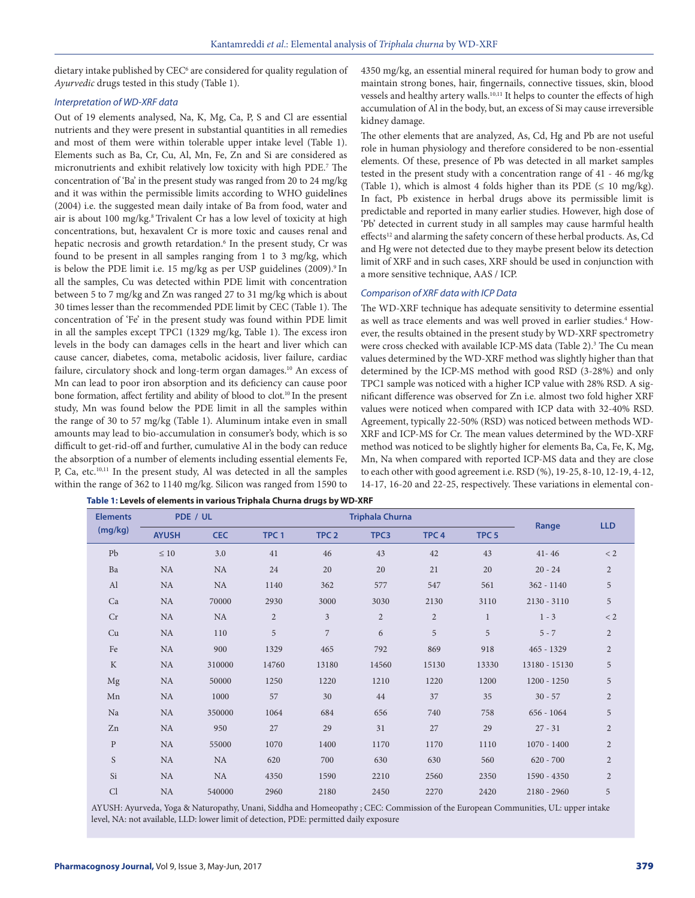dietary intake published by CEC[6] are considered for quality regulation of *Ayurvedic* drugs tested in this study (Table 1).

### *Interpretation of WD-XRF data*

Out of 19 elements analysed, Na, K, Mg, Ca, P, S and Cl are essential nutrients and they were present in substantial quantities in all remedies and most of them were within tolerable upper intake level (Table 1). Elements such as Ba, Cr, Cu, Al, Mn, Fe, Zn and Si are considered as micronutrients and exhibit relatively low toxicity with high PDE.[7] The concentration of 'Ba' in the present study was ranged from 20 to 24 mg/kg and it was within the permissible limits according to WHO guidelines (2004) i.e. the suggested mean daily intake of Ba from food, water and air is about 100 mg/kg.[8] Trivalent Cr has a low level of toxicity at high concentrations, but, hexavalent Cr is more toxic and causes renal and hepatic necrosis and growth retardation.[6] In the present study, Cr was found to be present in all samples ranging from 1 to 3 mg/kg, which is below the PDE limit i.e. 15 mg/kg as per USP guidelines (2009).[9] In all the samples, Cu was detected within PDE limit with concentration between 5 to 7 mg/kg and Zn was ranged 27 to 31 mg/kg which is about 30 times lesser than the recommended PDE limit by CEC (Table 1). The concentration of 'Fe' in the present study was found within PDE limit in all the samples except TPC1 (1329 mg/kg, Table 1). The excess iron levels in the body can damages cells in the heart and liver which can cause cancer, diabetes, coma, metabolic acidosis, liver failure, cardiac failure, circulatory shock and long-term organ damages.[10] An excess of Mn can lead to poor iron absorption and its deficiency can cause poor bone formation, affect fertility and ability of blood to clot.[10] In the present study, Mn was found below the PDE limit in all the samples within the range of 30 to 57 mg/kg (Table 1). Aluminum intake even in small amounts may lead to bio-accumulation in consumer's body, which is so difficult to get-rid-off and further, cumulative Al in the body can reduce the absorption of a number of elements including essential elements Fe, P, Ca, etc.[10,11] In the present study, Al was detected in all the samples within the range of 362 to 1140 mg/kg. Silicon was ranged from 1590 to 4350 mg/kg, an essential mineral required for human body to grow and maintain strong bones, hair, fingernails, connective tissues, skin, blood vessels and healthy artery walls.[10,11] It helps to counter the effects of high accumulation of Al in the body, but, an excess of Si may cause irreversible kidney damage.

The other elements that are analyzed, As, Cd, Hg and Pb are not useful role in human physiology and therefore considered to be non-essential elements. Of these, presence of Pb was detected in all market samples tested in the present study with a concentration range of 41 - 46 mg/kg (Table 1), which is almost 4 folds higher than its PDE (≤ 10 mg/kg). In fact, Pb existence in herbal drugs above its permissible limit is predictable and reported in many earlier studies. However, high dose of 'Pb' detected in current study in all samples may cause harmful health effects[12] and alarming the safety concern of these herbal products. As, Cd and Hg were not detected due to they maybe present below its detection limit of XRF and in such cases, XRF should be used in conjunction with a more sensitive technique, AAS / ICP.

### *Comparison of XRF data with ICP Data*

The WD-XRF technique has adequate sensitivity to determine essential as well as trace elements and was well proved in earlier studies.[4] However, the results obtained in the present study by WD-XRF spectrometry were cross checked with available ICP-MS data (Table 2).[3] The Cu mean values determined by the WD-XRF method was slightly higher than that determined by the ICP-MS method with good RSD (3-28%) and only TPC1 sample was noticed with a higher ICP value with 28% RSD. A significant difference was observed for Zn i.e. almost two fold higher XRF values were noticed when compared with ICP data with 32-40% RSD. Agreement, typically 22-50% (RSD) was noticed between methods WD-XRF and ICP-MS for Cr. The mean values determined by the WD-XRF method was noticed to be slightly higher for elements Ba, Ca, Fe, K, Mg, Mn, Na when compared with reported ICP-MS data and they are close to each other with good agreement i.e. RSD (%), 19-25, 8-10, 12-19, 4-12, 14-17, 16-20 and 22-25, respectively. These variations in elemental con-

**Table 1: Levels of elements in various Triphala Churna drugs by WD-XRF**

| Elements (mg/kg) | PDE / UL | | Triphala Churna | | | | | Range | LLD |
|---|---|---|---|---|---|---|---|---|---|
| | AYUSH | CEC | TPC 1 | TPC 2 | TPC3 | TPC 4 | TPC 5 | | |
| Pb | ≤ 10 | 3.0 | 41 | 46 | 43 | 42 | 43 | 41- 46 | < 2 |
| Ba | NA | NA | 24 | 20 | 20 | 21 | 20 | 20 - 24 | 2 |
| Al | NA | NA | 1140 | 362 | 577 | 547 | 561 | 362 - 1140 | 5 |
| Ca | NA | 70000 | 2930 | 3000 | 3030 | 2130 | 3110 | 2130 - 3110 | 5 |
| Cr | NA | NA | 2 | 3 | 2 | 2 | 1 | 1 - 3 | < 2 |
| Cu | NA | 110 | 5 | 7 | 6 | 5 | 5 | 5 - 7 | 2 |
| Fe | NA | 900 | 1329 | 465 | 792 | 869 | 918 | 465 - 1329 | 2 |
| K | NA | 310000 | 14760 | 13180 | 14560 | 15130 | 13330 | 13180 - 15130 | 5 |
| Mg | NA | 50000 | 1250 | 1220 | 1210 | 1220 | 1200 | 1200 - 1250 | 5 |
| Mn | NA | 1000 | 57 | 30 | 44 | 37 | 35 | 30 - 57 | 2 |
| Na | NA | 350000 | 1064 | 684 | 656 | 740 | 758 | 656 - 1064 | 5 |
| Zn | NA | 950 | 27 | 29 | 31 | 27 | 29 | 27 - 31 | 2 |
| P | NA | 55000 | 1070 | 1400 | 1170 | 1170 | 1110 | 1070 - 1400 | 2 |
| S | NA | NA | 620 | 700 | 630 | 630 | 560 | 620 - 700 | 2 |
| Si | NA | NA | 4350 | 1590 | 2210 | 2560 | 2350 | 1590 - 4350 | 2 |
| Cl | NA | 540000 | 2960 | 2180 | 2450 | 2270 | 2420 | 2180 - 2960 | 5 |

AYUSH: Ayurveda, Yoga & Naturopathy, Unani, Siddha and Homeopathy ; CEC: Commission of the European Communities, UL: upper intake level, NA: not available, LLD: lower limit of detection, PDE: permitted daily exposure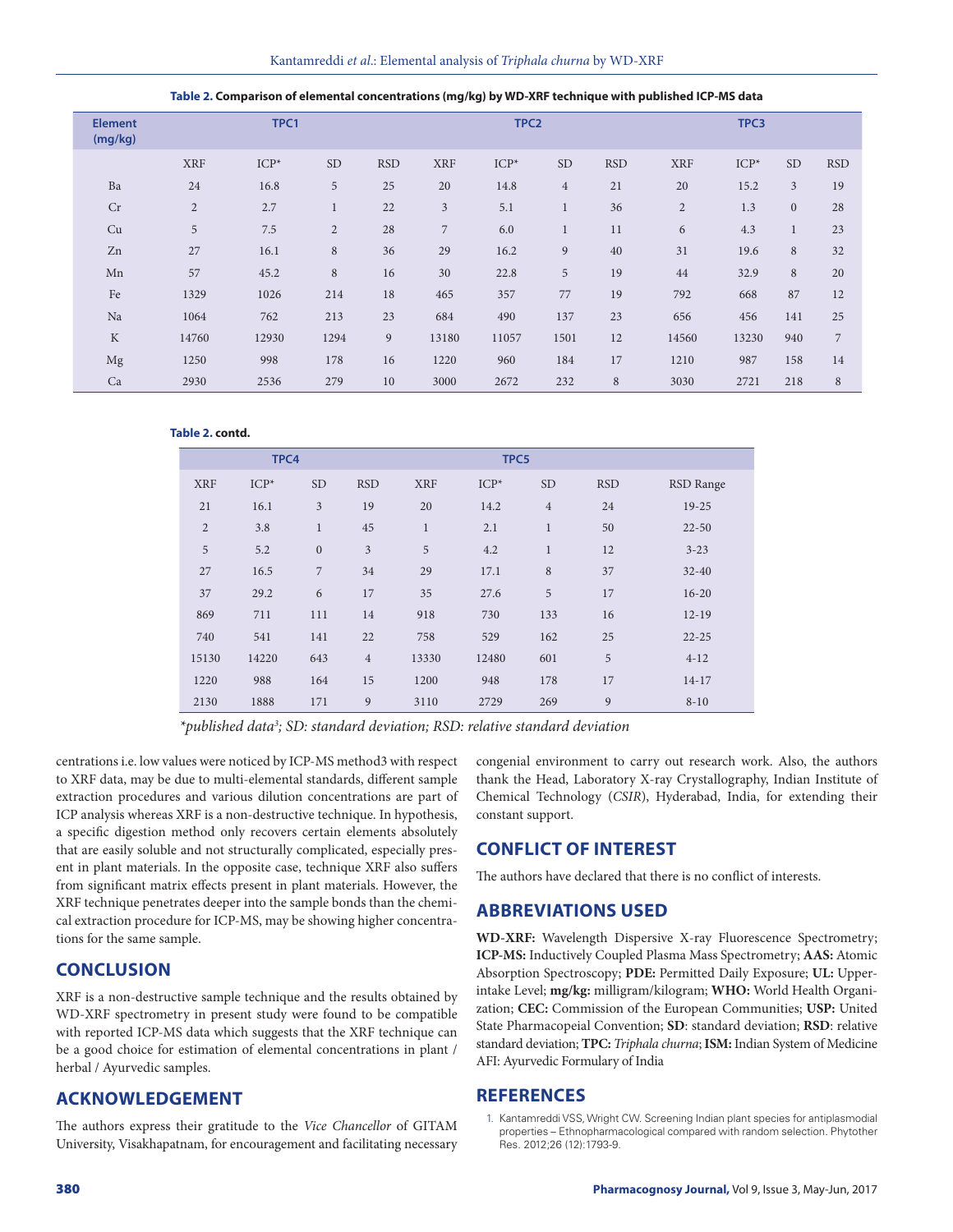**Table 2. Comparison of elemental concentrations (mg/kg) by WD-XRF technique with published ICP-MS data**

| Element (mg/kg) | TPC1 | | | | TPC2 | | | | TPC3 | | | |
|---|---|---|---|---|---|---|---|---|---|---|---|---|
| | XRF | ICP* | SD | RSD | XRF | ICP* | SD | RSD | XRF | ICP* | SD | RSD |
| Ba | 24 | 16.8 | 5 | 25 | 20 | 14.8 | 4 | 21 | 20 | 15.2 | 3 | 19 |
| Cr | 2 | 2.7 | 1 | 22 | 3 | 5.1 | 1 | 36 | 2 | 1.3 | 0 | 28 |
| Cu | 5 | 7.5 | 2 | 28 | 7 | 6.0 | 1 | 11 | 6 | 4.3 | 1 | 23 |
| Zn | 27 | 16.1 | 8 | 36 | 29 | 16.2 | 9 | 40 | 31 | 19.6 | 8 | 32 |
| Mn | 57 | 45.2 | 8 | 16 | 30 | 22.8 | 5 | 19 | 44 | 32.9 | 8 | 20 |
| Fe | 1329 | 1026 | 214 | 18 | 465 | 357 | 77 | 19 | 792 | 668 | 87 | 12 |
| Na | 1064 | 762 | 213 | 23 | 684 | 490 | 137 | 23 | 656 | 456 | 141 | 25 |
| K | 14760 | 12930 | 1294 | 9 | 13180 | 11057 | 1501 | 12 | 14560 | 13230 | 940 | 7 |
| Mg | 1250 | 998 | 178 | 16 | 1220 | 960 | 184 | 17 | 1210 | 987 | 158 | 14 |
| Ca | 2930 | 2536 | 279 | 10 | 3000 | 2672 | 232 | 8 | 3030 | 2721 | 218 | 8 |

**Table 2. contd.**

| TPC4 | | | | TPC5 | | | | |
|---|---|---|---|---|---|---|---|---|
| XRF | ICP* | SD | RSD | XRF | ICP* | SD | RSD | RSD Range |
| 21 | 16.1 | 3 | 19 | 20 | 14.2 | 4 | 24 | 19-25 |
| 2 | 3.8 | 1 | 45 | 1 | 2.1 | 1 | 50 | 22-50 |
| 5 | 5.2 | 0 | 3 | 5 | 4.2 | 1 | 12 | 3-23 |
| 27 | 16.5 | 7 | 34 | 29 | 17.1 | 8 | 37 | 32-40 |
| 37 | 29.2 | 6 | 17 | 35 | 27.6 | 5 | 17 | 16-20 |
| 869 | 711 | 111 | 14 | 918 | 730 | 133 | 16 | 12-19 |
| 740 | 541 | 141 | 22 | 758 | 529 | 162 | 25 | 22-25 |
| 15130 | 14220 | 643 | 4 | 13330 | 12480 | 601 | 5 | 4-12 |
| 1220 | 988 | 164 | 15 | 1200 | 948 | 178 | 17 | 14-17 |
| 2130 | 1888 | 171 | 9 | 3110 | 2729 | 269 | 9 | 8-10 |

*\*published data[3]; SD: standard deviation; RSD: relative standard deviation*

centrations i.e. low values were noticed by ICP-MS method3 with respect to XRF data, may be due to multi-elemental standards, different sample extraction procedures and various dilution concentrations are part of ICP analysis whereas XRF is a non-destructive technique. In hypothesis, a specific digestion method only recovers certain elements absolutely that are easily soluble and not structurally complicated, especially present in plant materials. In the opposite case, technique XRF also suffers from significant matrix effects present in plant materials. However, the XRF technique penetrates deeper into the sample bonds than the chemical extraction procedure for ICP-MS, may be showing higher concentrations for the same sample.

## CONCLUSION

XRF is a non-destructive sample technique and the results obtained by WD-XRF spectrometry in present study were found to be compatible with reported ICP-MS data which suggests that the XRF technique can be a good choice for estimation of elemental concentrations in plant / herbal / Ayurvedic samples.

## ACKNOWLEDGEMENT

The authors express their gratitude to the *Vice Chancellor* of GITAM University, Visakhapatnam, for encouragement and facilitating necessary congenial environment to carry out research work. Also, the authors thank the Head, Laboratory X-ray Crystallography, Indian Institute of Chemical Technology (*CSIR*), Hyderabad, India, for extending their constant support.

## CONFLICT OF INTEREST

The authors have declared that there is no conflict of interests.

## ABBREVIATIONS USED

**WD-XRF:** Wavelength Dispersive X-ray Fluorescence Spectrometry; **ICP-MS:** Inductively Coupled Plasma Mass Spectrometry; **AAS:** Atomic Absorption Spectroscopy; **PDE:** Permitted Daily Exposure; **UL:** Upper-intake Level; **mg/kg:** milligram/kilogram; **WHO:** World Health Organization; **CEC:** Commission of the European Communities; **USP:** United State Pharmacopeial Convention; **SD**: standard deviation; **RSD**: relative standard deviation; **TPC:** *Triphala churna*; **ISM:** Indian System of Medicine AFI: Ayurvedic Formulary of India

## REFERENCES

1. Kantamreddi VSS, Wright CW. Screening Indian plant species for antiplasmodial properties – Ethnopharmacological compared with random selection. Phytother Res. 2012;26 (12):1793-9.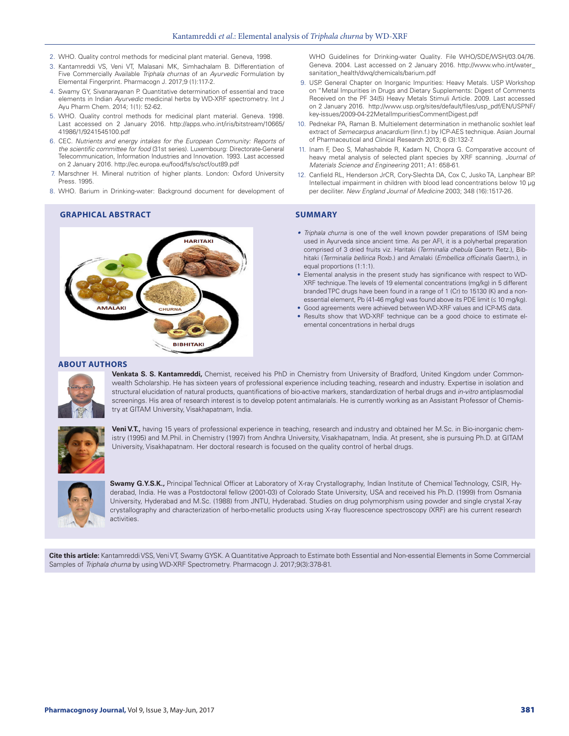2. WHO. Quality control methods for medicinal plant material. Geneva, 1998.
3. Kantamreddi VS, Veni VT, Malasani MK, Simhachalam B. Differentiation of Five Commercially Available *Triphala churnas* of an *Ayurvedic* Formulation by Elemental Fingerprint. Pharmacogn J. 2017;9 (1):117-2.
4. Swamy GY, Sivanarayanan P. Quantitative determination of essential and trace elements in Indian *Ayurvedic* medicinal herbs by WD-XRF spectrometry. Int J Ayu Pharm Chem. 2014; 1(1): 52-62.
5. WHO. Quality control methods for medicinal plant material. Geneva. 1998. Last accessed on 2 January 2016. http://apps.who.int/iris/bitstream/10665/41986/1/9241545100.pdf
6. CEC. *Nutrients and energy intakes for the European Community: Reports of the scientific committee for food* (31st series). Luxembourg: Directorate-General Telecommunication, Information Industries and Innovation. 1993. Last accessed on 2 January 2016. http://ec.europa.eu/food/fs/sc/scf/out89.pdf
7. Marschner H. Mineral nutrition of higher plants. London: Oxford University Press. 1995.
8. WHO. Barium in Drinking-water: Background document for development of WHO Guidelines for Drinking-water Quality. File WHO/SDE/WSH/03.04/76. Geneva. 2004. Last accessed on 2 January 2016. http://www.who.int/water_sanitation_health/dwq/chemicals/barium.pdf
9. USP. General Chapter on Inorganic Impurities: Heavy Metals. USP Workshop on "Metal Impurities in Drugs and Dietary Supplements: Digest of Comments Received on the PF 34(5) Heavy Metals Stimuli Article. 2009. Last accessed on 2 January 2016. http://www.usp.org/sites/default/files/usp_pdf/EN/USPNF/key-issues/2009-04-22MetalImpuritiesCommentDigest.pdf
10. Pednekar PA, Raman B. Multielement determination in methanolic soxhlet leaf extract of *Semecarpus anacardium* (linn.f.) by ICP-AES technique. Asian Journal of Pharmaceutical and Clinical Research 2013; 6 (3):132-7.
11. Inam F, Deo S, Mahashabde R, Kadam N, Chopra G. Comparative account of heavy metal analysis of selected plant species by XRF scanning. *Journal of Materials Science and Engineering* 2011; A1: 658-61.
12. Canfield RL, Henderson JrCR, Cory-Slechta DA, Cox C, Jusko TA, Lanphear BP. Intellectual impairment in children with blood lead concentrations below 10 µg per deciliter. *New England Journal of Medicine* 2003; 348 (16):1517-26.

## GRAPHICAL ABSTRACT

HARITAKI
AMALAKI
CHURNA
BIBHITAKI

## SUMMARY

- *Triphala churna* is one of the well known powder preparations of ISM being used in Ayurveda since ancient time. As per AFI, it is a polyherbal preparation comprised of 3 dried fruits viz. Haritaki (*Terminalia chebula* Gaertn Retz.), Bibhitaki (*Terminalia bellirica* Roxb.) and Amalaki (*Embellica officinalis* Gaertn.), in equal proportions (1:1:1).
- Elemental analysis in the present study has significance with respect to WD-XRF technique. The levels of 19 elemental concentrations (mg/kg) in 5 different branded TPC drugs have been found in a range of 1 (Cr) to 15130 (K) and a non-essential element, Pb (41-46 mg/kg) was found above its PDE limit (≤ 10 mg/kg).
- Good agreements were achieved between WD-XRF values and ICP-MS data.
- Results show that WD-XRF technique can be a good choice to estimate elemental concentrations in herbal drugs

## ABOUT AUTHORS

**Venkata S. S. Kantamreddi,** Chemist, received his PhD in Chemistry from University of Bradford, United Kingdom under Commonwealth Scholarship. He has sixteen years of professional experience including teaching, research and industry. Expertise in isolation and structural elucidation of natural products, quantifications of bio-active markers, standardization of herbal drugs and *in-vitro* antiplasmodial screenings. His area of research interest is to develop potent antimalarials. He is currently working as an Assistant Professor of Chemistry at GITAM University, Visakhapatnam, India.

**Veni V.T.,** having 15 years of professional experience in teaching, research and industry and obtained her M.Sc. in Bio-inorganic chemistry (1995) and M.Phil. in Chemistry (1997) from Andhra University, Visakhapatnam, India. At present, she is pursuing Ph.D. at GITAM University, Visakhapatnam. Her doctoral research is focused on the quality control of herbal drugs.

**Swamy G.Y.S.K.,** Principal Technical Officer at Laboratory of X-ray Crystallography, Indian Institute of Chemical Technology, CSIR, Hyderabad, India. He was a Postdoctoral fellow (2001-03) of Colorado State University, USA and received his Ph.D. (1999) from Osmania University, Hyderabad and M.Sc. (1988) from JNTU, Hyderabad. Studies on drug polymorphism using powder and single crystal X-ray crystallography and characterization of herbo-metallic products using X-ray fluorescence spectroscopy (XRF) are his current research activities.

**Cite this article:** Kantamreddi VSS, Veni VT, Swamy GYSK. A Quantitative Approach to Estimate both Essential and Non-essential Elements in Some Commercial Samples of *Triphala churna* by using WD-XRF Spectrometry. Pharmacogn J. 2017;9(3):378-81.